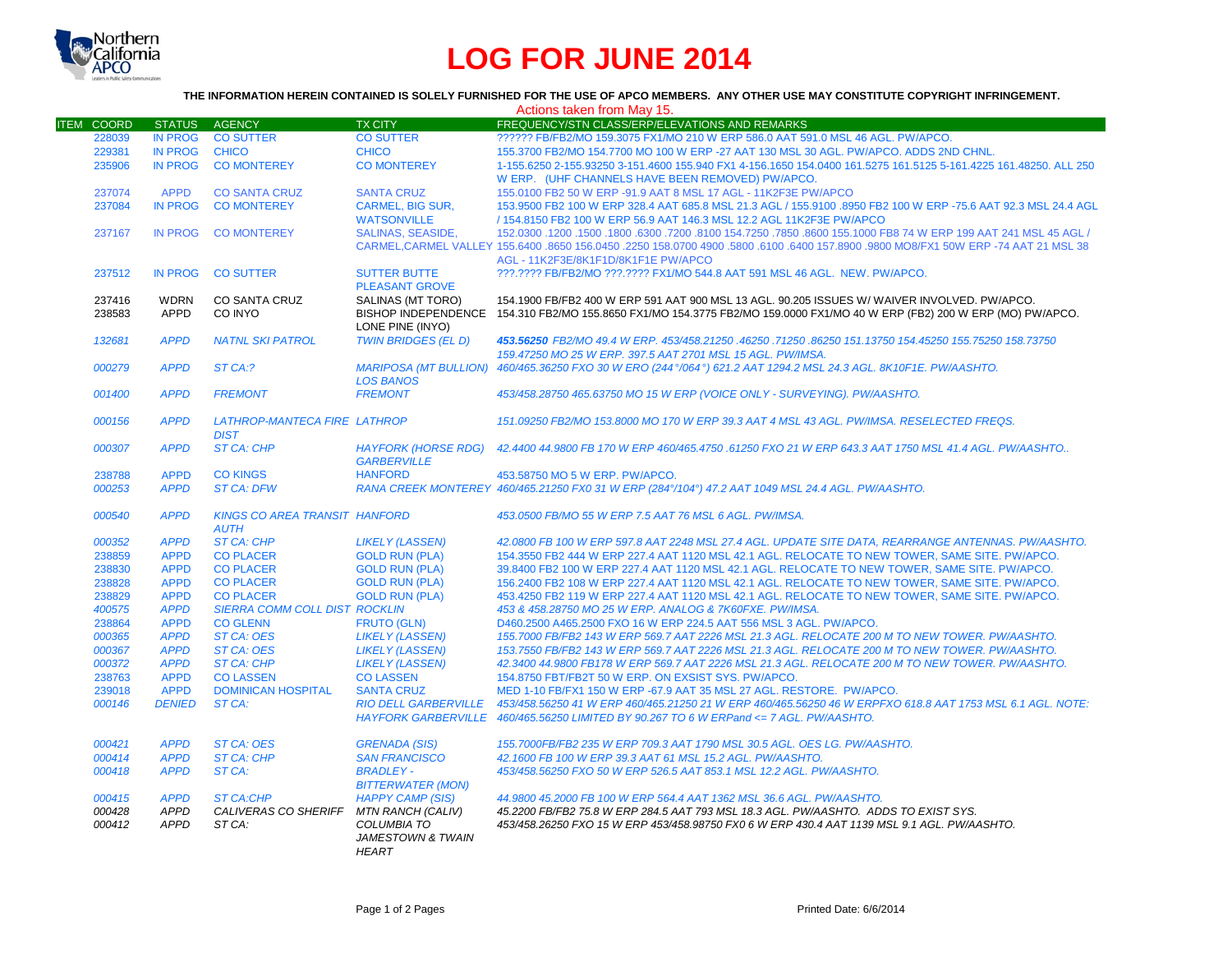# LOG FOR JUNE 2014

**THE INFORMATION HEREIN CONTAINED IS SOLELY FURNISHED FOR THE USE OF APCO MEMBERS. ANY OTHER USE MAY CONSTITUTE COPYRIGHT INFRINGEMENT.**

Actions taken from May 15.

| ITEM | COORD | STATUS | AGENCY | TX CITY | FREQUENCY/STN CLASS/ERP/ELEVATIONS AND REMARKS |
|---|---|---|---|---|---|
| | 228039 | IN PROG | CO SUTTER | CO SUTTER | ?????? FB/FB2/MO 159.3075 FX1/MO 210 W ERP 586.0 AAT 591.0 MSL 46 AGL. PW/APCO. |
| | 229381 | IN PROG | CHICO | CHICO | 155.3700 FB2/MO 154.7700 MO 100 W ERP -27 AAT 130 MSL 30 AGL. PW/APCO. ADDS 2ND CHNL. |
| | 235906 | IN PROG | CO MONTEREY | CO MONTEREY | 1-155.6250 2-155.93250 3-151.4600 155.940 FX1 4-156.1650 154.0400 161.5275 161.5125 5-161.4225 161.48250. ALL 250 W ERP. (UHF CHANNELS HAVE BEEN REMOVED) PW/APCO. |
| | 237074 | APPD | CO SANTA CRUZ | SANTA CRUZ | 155.0100 FB2 50 W ERP -91.9 AAT 8 MSL 17 AGL - 11K2F3E PW/APCO |
| | 237084 | IN PROG | CO MONTEREY | CARMEL, BIG SUR, WATSONVILLE | 153.9500 FB2 100 W ERP 328.4 AAT 685.8 MSL 21.3 AGL / 155.9100 .8950 FB2 100 W ERP -75.6 AAT 92.3 MSL 24.4 AGL / 154.8150 FB2 100 W ERP 56.9 AAT 146.3 MSL 12.2 AGL 11K2F3E PW/APCO |
| | 237167 | IN PROG | CO MONTEREY | SALINAS, SEASIDE, CARMEL,CARMEL VALLEY | 152.0300 .1200 .1500 .1800 .6300 .7200 .8100 154.7250 .7850 .8600 155.1000 FB8 74 W ERP 199 AAT 241 MSL 45 AGL / 155.6400 .8650 156.0450 .2250 158.0700 4900 .5800 .6100 .6400 157.8900 .9800 MO8/FX1 50W ERP -74 AAT 21 MSL 38 AGL - 11K2F3E/8K1F1D/8K1F1E PW/APCO |
| | 237512 | IN PROG | CO SUTTER | SUTTER BUTTE PLEASANT GROVE | ???.???? FB/FB2/MO ???.???? FX1/MO 544.8 AAT 591 MSL 46 AGL. NEW. PW/APCO. |
| | 237416 | WDRN | CO SANTA CRUZ | SALINAS (MT TORO) | 154.1900 FB/FB2 400 W ERP 591 AAT 900 MSL 13 AGL. 90.205 ISSUES W/ WAIVER INVOLVED. PW/APCO. |
| | 238583 | APPD | CO INYO | BISHOP INDEPENDENCE LONE PINE (INYO) | 154.310 FB2/MO 155.8650 FX1/MO 154.3775 FB2/MO 159.0000 FX1/MO 40 W ERP (FB2) 200 W ERP (MO) PW/APCO. |
| | *132681* | *APPD* | *NATNL SKI PATROL* | *TWIN BRIDGES (EL D)* | ***453.56250** FB2/MO 49.4 W ERP. 453/458.21250 .46250 .71250 .86250 151.13750 154.45250 155.75250 158.73750 159.47250 MO 25 W ERP. 397.5 AAT 2701 MSL 15 AGL. PW/IMSA.* |
| | *000279* | *APPD* | *ST CA:?* | *MARIPOSA (MT BULLION) LOS BANOS* | *460/465.36250 FXO 30 W ERO (244°/064°) 621.2 AAT 1294.2 MSL 24.3 AGL. 8K10F1E. PW/AASHTO.* |
| | *001400* | *APPD* | *FREMONT* | *FREMONT* | *453/458.28750 465.63750 MO 15 W ERP (VOICE ONLY - SURVEYING). PW/AASHTO.* |
| | *000156* | *APPD* | *LATHROP-MANTECA FIRE DIST* | *LATHROP* | *151.09250 FB2/MO 153.8000 MO 170 W ERP 39.3 AAT 4 MSL 43 AGL. PW/IMSA. RESELECTED FREQS.* |
| | *000307* | *APPD* | *ST CA: CHP* | *HAYFORK (HORSE RDG) GARBERVILLE* | *42.4400 44.9800 FB 170 W ERP 460/465.4750 .61250 FXO 21 W ERP 643.3 AAT 1750 MSL 41.4 AGL. PW/AASHTO..* |
| | 238788 | APPD | CO KINGS | HANFORD | 453.58750 MO 5 W ERP. PW/APCO. |
| | *000253* | *APPD* | *ST CA: DFW* | *RANA CREEK MONTEREY* | *460/465.21250 FX0 31 W ERP (284°/104°) 47.2 AAT 1049 MSL 24.4 AGL. PW/AASHTO.* |
| | *000540* | *APPD* | *KINGS CO AREA TRANSIT AUTH* | *HANFORD* | *453.0500 FB/MO 55 W ERP 7.5 AAT 76 MSL 6 AGL. PW/IMSA.* |
| | *000352* | *APPD* | *ST CA: CHP* | *LIKELY (LASSEN)* | *42.0800 FB 100 W ERP 597.8 AAT 2248 MSL 27.4 AGL. UPDATE SITE DATA, REARRANGE ANTENNAS. PW/AASHTO.* |
| | 238859 | APPD | CO PLACER | GOLD RUN (PLA) | 154.3550 FB2 444 W ERP 227.4 AAT 1120 MSL 42.1 AGL. RELOCATE TO NEW TOWER, SAME SITE. PW/APCO. |
| | 238830 | APPD | CO PLACER | GOLD RUN (PLA) | 39.8400 FB2 100 W ERP 227.4 AAT 1120 MSL 42.1 AGL. RELOCATE TO NEW TOWER, SAME SITE. PW/APCO. |
| | 238828 | APPD | CO PLACER | GOLD RUN (PLA) | 156.2400 FB2 108 W ERP 227.4 AAT 1120 MSL 42.1 AGL. RELOCATE TO NEW TOWER, SAME SITE. PW/APCO. |
| | 238829 | APPD | CO PLACER | GOLD RUN (PLA) | 453.4250 FB2 119 W ERP 227.4 AAT 1120 MSL 42.1 AGL. RELOCATE TO NEW TOWER, SAME SITE. PW/APCO. |
| | *400575* | *APPD* | *SIERRA COMM COLL DIST* | *ROCKLIN* | *453 & 458.28750 MO 25 W ERP. ANALOG & 7K60FXE. PW/IMSA.* |
| | 238864 | APPD | CO GLENN | FRUTO (GLN) | D460.2500 A465.2500 FXO 16 W ERP 224.5 AAT 556 MSL 3 AGL. PW/APCO. |
| | *000365* | *APPD* | *ST CA: OES* | *LIKELY (LASSEN)* | *155.7000 FB/FB2 143 W ERP 569.7 AAT 2226 MSL 21.3 AGL. RELOCATE 200 M TO NEW TOWER. PW/AASHTO.* |
| | *000367* | *APPD* | *ST CA: OES* | *LIKELY (LASSEN)* | *153.7550 FB/FB2 143 W ERP 569.7 AAT 2226 MSL 21.3 AGL. RELOCATE 200 M TO NEW TOWER. PW/AASHTO.* |
| | *000372* | *APPD* | *ST CA: CHP* | *LIKELY (LASSEN)* | *42.3400 44.9800 FB178 W ERP 569.7 AAT 2226 MSL 21.3 AGL. RELOCATE 200 M TO NEW TOWER. PW/AASHTO.* |
| | 238763 | APPD | CO LASSEN | CO LASSEN | 154.8750 FBT/FB2T 50 W ERP. ON EXSIST SYS. PW/APCO. |
| | 239018 | APPD | DOMINICAN HOSPITAL | SANTA CRUZ | MED 1-10 FB/FX1 150 W ERP -67.9 AAT 35 MSL 27 AGL. RESTORE. PW/APCO. |
| | *000146* | *DENIED* | *ST CA:* | *RIO DELL GARBERVILLE HAYFORK GARBERVILLE* | *453/458.56250 41 W ERP 460/465.21250 21 W ERP 460/465.56250 46 W ERPFXO 618.8 AAT 1753 MSL 6.1 AGL. NOTE: 460/465.56250 LIMITED BY 90.267 TO 6 W ERPand <= 7 AGL. PW/AASHTO.* |
| | *000421* | *APPD* | *ST CA: OES* | *GRENADA (SIS)* | *155.7000FB/FB2 235 W ERP 709.3 AAT 1790 MSL 30.5 AGL. OES LG. PW/AASHTO.* |
| | *000414* | *APPD* | *ST CA: CHP* | *SAN FRANCISCO* | *42.1600 FB 100 W ERP 39.3 AAT 61 MSL 15.2 AGL. PW/AASHTO.* |
| | *000418* | *APPD* | *ST CA:* | *BRADLEY - BITTERWATER (MON)* | *453/458.56250 FXO 50 W ERP 526.5 AAT 853.1 MSL 12.2 AGL. PW/AASHTO.* |
| | *000415* | *APPD* | *ST CA:CHP* | *HAPPY CAMP (SIS)* | *44.9800 45.2000 FB 100 W ERP 564.4 AAT 1362 MSL 36.6 AGL. PW/AASHTO.* |
| | *000428* | *APPD* | *CALIVERAS CO SHERIFF* | *MTN RANCH (CALIV)* | *45.2200 FB/FB2 75.8 W ERP 284.5 AAT 793 MSL 18.3 AGL. PW/AASHTO. ADDS TO EXIST SYS.* |
| | *000412* | *APPD* | *ST CA:* | *COLUMBIA TO JAMESTOWN & TWAIN HEART* | *453/458.26250 FXO 15 W ERP 453/458.98750 FX0 6 W ERP 430.4 AAT 1139 MSL 9.1 AGL. PW/AASHTO.* |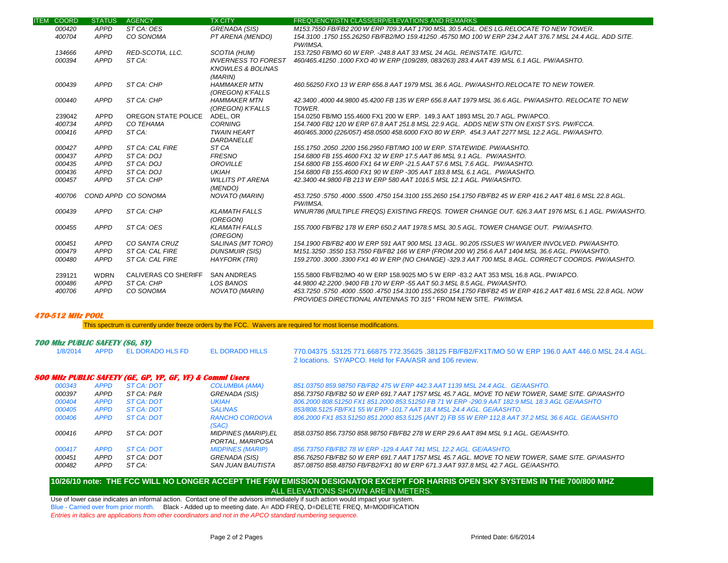| ITEM | COORD | STATUS | AGENCY | TX CITY | FREQUENCY/STN CLASS/ERP/ELEVATIONS AND REMARKS |
|---|---|---|---|---|---|
| | 000420 | APPD | ST CA: OES | GRENADA (SIS) | M153.7550 FB/FB2 200 W ERP 709.3 AAT 1790 MSL 30.5 AGL. OES LG.RELOCATE TO NEW TOWER. |
| | 400704 | APPD | CO SONOMA | PT ARENA (MENDO) | 154.3100 .1750 155.26250 FB/FB2/MO 159.41250 .45750 MO 100 W ERP 234.2 AAT 376.7 MSL 24.4 AGL. ADD SITE. PW/IMSA. |
| | 134666 | APPD | RED-SCOTIA, LLC. | SCOTIA (HUM) | 153.7250 FB/MO 60 W ERP. -248.8 AAT 33 MSL 24 AGL. REINSTATE. IG/UTC. |
| | 000394 | APPD | ST CA: | INVERNESS TO FOREST KNOWLES & BOLINAS (MARIN) | 460/465.41250 .1000 FXO 40 W ERP (109/289, 083/263) 283.4 AAT 439 MSL 6.1 AGL. PW/AASHTO. |
| | 000439 | APPD | ST CA: CHP | HAMMAKER MTN (OREGON) K'FALLS | 460.56250 FXO 13 W ERP 656.8 AAT 1979 MSL 36.6 AGL. PW/AASHTO.RELOCATE TO NEW TOWER. |
| | 000440 | APPD | ST CA: CHP | HAMMAKER MTN (OREGON) K'FALLS | 42.3400 .4000 44.9800 45.4200 FB 135 W ERP 656.8 AAT 1979 MSL 36.6 AGL. PW/AASHTO. RELOCATE TO NEW TOWER. |
| | 239042 | APPD | OREGON STATE POLICE | ADEL, OR | 154.0250 FB/MO 155.4600 FX1 200 W ERP. 149.3 AAT 1893 MSL 20.7 AGL. PW/APCO. |
| | 400734 | APPD | CO TEHAMA | CORNING | 154.7400 FB2 120 W ERP 67.8 AAT 251.8 MSL 22.9 AGL. ADDS NEW STN ON EXIST SYS. PW/FCCA. |
| | 000416 | APPD | ST CA: | TWAIN HEART DARDANELLE | 460/465.3000 (226/057) 458.0500 458.6000 FXO 80 W ERP. 454.3 AAT 2277 MSL 12.2 AGL. PW/AASHTO. |
| | 000427 | APPD | ST CA: CAL FIRE | ST CA | 155.1750 .2050 .2200 156.2950 FBT/MO 100 W ERP. STATEWIDE. PW/AASHTO. |
| | 000437 | APPD | ST CA: DOJ | FRESNO | 154.6800 FB 155.4600 FX1 32 W ERP 17.5 AAT 86 MSL 9.1 AGL. PW/AASHTO. |
| | 000435 | APPD | ST CA: DOJ | OROVILLE | 154.6800 FB 155.4600 FX1 64 W ERP -21.5 AAT 57.6 MSL 7.6 AGL. PW/AASHTO. |
| | 000436 | APPD | ST CA: DOJ | UKIAH | 154.6800 FB 155.4600 FX1 90 W ERP -305 AAT 183.8 MSL 6.1 AGL. PW/AASHTO. |
| | 000457 | APPD | ST CA: CHP | WILLITS PT ARENA (MENDO) | 42.3400 44.9800 FB 213 W ERP 580 AAT 1016.5 MSL 12.1 AGL. PW/AASHTO. |
| | 400706 | COND APPD | CO SONOMA | NOVATO (MARIN) | 453.7250 .5750 .4000 .5500 .4750 154.3100 155.2650 154.1750 FB/FB2 45 W ERP 416.2 AAT 481.6 MSL 22.8 AGL. PW/IMSA. |
| | 000439 | APPD | ST CA: CHP | KLAMATH FALLS (OREGON) | WNUR786 (MULTIPLE FREQS) EXISTING FREQS. TOWER CHANGE OUT. 626.3 AAT 1976 MSL 6.1 AGL. PW/AASHTO. |
| | 000455 | APPD | ST CA: OES | KLAMATH FALLS (OREGON) | 155.7000 FB/FB2 178 W ERP 650.2 AAT 1978.5 MSL 30.5 AGL. TOWER CHANGE OUT. PW/AASHTO. |
| | 000451 | APPD | CO SANTA CRUZ | SALINAS (MT TORO) | 154.1900 FB/FB2 400 W ERP 591 AAT 900 MSL 13 AGL. 90.205 ISSUES W/ WAIVER INVOLVED. PW/AASHTO. |
| | 000479 | APPD | ST CA: CAL FIRE | DUNSMUIR (SIS) | M151.3250 .3550 153.7550 FB/FB2 166 W ERP (FROM 200 W) 256.6 AAT 1404 MSL 36.6 AGL. PW/AASHTO. |
| | 000480 | APPD | ST CA: CAL FIRE | HAYFORK (TRI) | 159.2700 .3000 .3300 FX1 40 W ERP (NO CHANGE) -329.3 AAT 700 MSL 8 AGL. CORRECT COORDS. PW/AASHTO. |
| | 239121 | WDRN | CALIVERAS CO SHERIFF | SAN ANDREAS | 155.5800 FB/FB2/MO 40 W ERP 158.9025 MO 5 W ERP -83.2 AAT 353 MSL 16.8 AGL. PW/APCO. |
| | 000486 | APPD | ST CA: CHP | LOS BANOS | 44.9800 42.2200 .9400 FB 170 W ERP -55 AAT 50.3 MSL 8.5 AGL. PW/AASHTO. |
| | 400706 | APPD | CO SONOMA | NOVATO (MARIN) | 453.7250 .5750 .4000 .5500 .4750 154.3100 155.2650 154.1750 FB/FB2 45 W ERP 416.2 AAT 481.6 MSL 22.8 AGL. NOW PROVIDES DIRECTIONAL ANTENNAS TO 315° FROM NEW SITE. PW/IMSA. |

### 470-512 MHz POOL

This spectrum is currently under freeze orders by the FCC. Waivers are required for most license modifications.

### 700 Mhz PUBLIC SAFETY (SG, SY)

| | | | | |
|---|---|---|---|---|
| 1/8/2014 | APPD | EL DORADO HLS FD | EL DORADO HILLS | 770.04375 .53125 771.66875 772.35625 .38125 FB/FB2/FX1T/MO 50 W ERP 196.0 AAT 446.0 MSL 24.4 AGL. 2 locations. SY/APCO. Held for FAA/ASR and 106 review. |

### 800 MHz PUBLIC SAFETY (GE, GP, YP, GF, YF) & Comml Users

| | | | | |
|---|---|---|---|---|
| 000343 | APPD | ST CA: DOT | COLUMBIA (AMA) | 851.03750 859.98750 FB/FB2 475 W ERP 442.3 AAT 1139 MSL 24.4 AGL. GE/AASHTO. |
| 000397 | APPD | ST CA: P&R | GRENADA (SIS) | 856.73750 FB/FB2 50 W ERP 691.7 AAT 1757 MSL 45.7 AGL. MOVE TO NEW TOWER, SAME SITE. GP/AASHTO |
| 000404 | APPD | ST CA: DOT | UKIAH | 806.2000 808.51250 FX1 851.2000 853.51250 FB 71 W ERP -290.9 AAT 182.9 MSL 18.3 AGL GE/AASHTO |
| 000405 | APPD | ST CA: DOT | SALINAS | 853/808.5125 FB/FX1 55 W ERP -101.7 AAT 18.4 MSL 24.4 AGL. GE/AASHTO. |
| 000406 | APPD | ST CA: DOT | RANCHO CORDOVA (SAC) | 806.2000 FX1 853.51250 851.2000 853.5125 (ANT 2) FB 55 W ERP 112,8 AAT 37.2 MSL 36.6 AGL. GE/AASHTO |
| 000416 | APPD | ST CA: DOT | MIDPINES (MARIP),EL PORTAL, MARIPOSA | 858.03750 856.73750 858.98750 FB/FB2 278 W ERP 29.6 AAT 894 MSL 9.1 AGL. GE/AASHTO. |
| 000417 | APPD | ST CA: DOT | MIDPINES (MARIP) | 856.73750 FB/FB2 78 W ERP -129.4 AAT 741 MSL 12.2 AGL. GE/AASHTO. |
| 000451 | APPD | ST CA: DOT | GRENADA (SIS) | 856.76250 FB/FB2 50 W ERP 691.7 AAT 1757 MSL 45.7 AGL. MOVE TO NEW TOWER, SAME SITE. GP/AASHTO |
| 000482 | APPD | ST CA: | SAN JUAN BAUTISTA | 857.08750 858.48750 FB/FB2/FX1 80 W ERP 671.3 AAT 937.8 MSL 42.7 AGL. GE/AASHTO. |

**10/26/10 note: THE FCC WILL NO LONGER ACCEPT THE F9W EMISSION DESIGNATOR EXCEPT FOR HARRIS OPEN SKY SYSTEMS IN THE 700/800 MHZ**

ALL ELEVATIONS SHOWN ARE IN METERS.

Use of lower case indicates an informal action. Contact one of the advisors immediately if such action would impact your system.

Blue - Carried over from prior month. Black - Added up to meeting date. A= ADD FREQ, D=DELETE FREQ, M=MODIFICATION

*Entries in italics are applications from other coordinators and not in the APCO standard numbering sequence.*

Printed Date: 6/6/2014